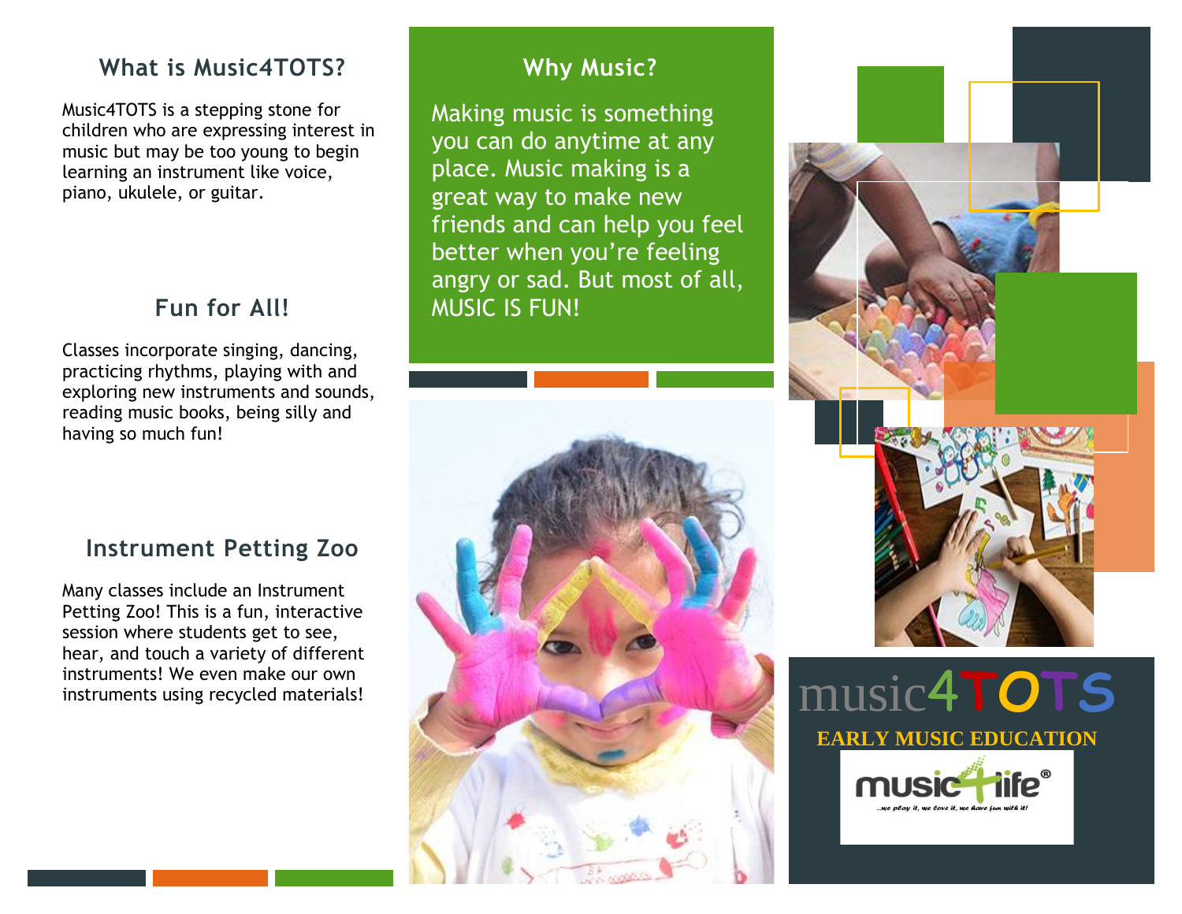## What is Music4TOTS?

Music4TOTS is a stepping stone for children who are expressing interest in music but may be too young to begin learning an instrument like voice, piano, ukulele, or guitar.

## Fun for All!

Classes incorporate singing, dancing, practicing rhythms, playing with and exploring new instruments and sounds, reading music books, being silly and having so much fun!

## Instrument Petting Zoo

Many classes include an Instrument Petting Zoo! This is a fun, interactive session where students get to see, hear, and touch a variety of different instruments! We even make our own instruments using recycled materials!

## Why Music?

Making music is something you can do anytime at any place. Music making is a great way to make new friends and can help you feel better when you're feeling angry or sad. But most of all, MUSIC IS FUN!

music4TOTS

**EARLY MUSIC EDUCATION**

music4life®

...we play it, we love it, we have fun with it!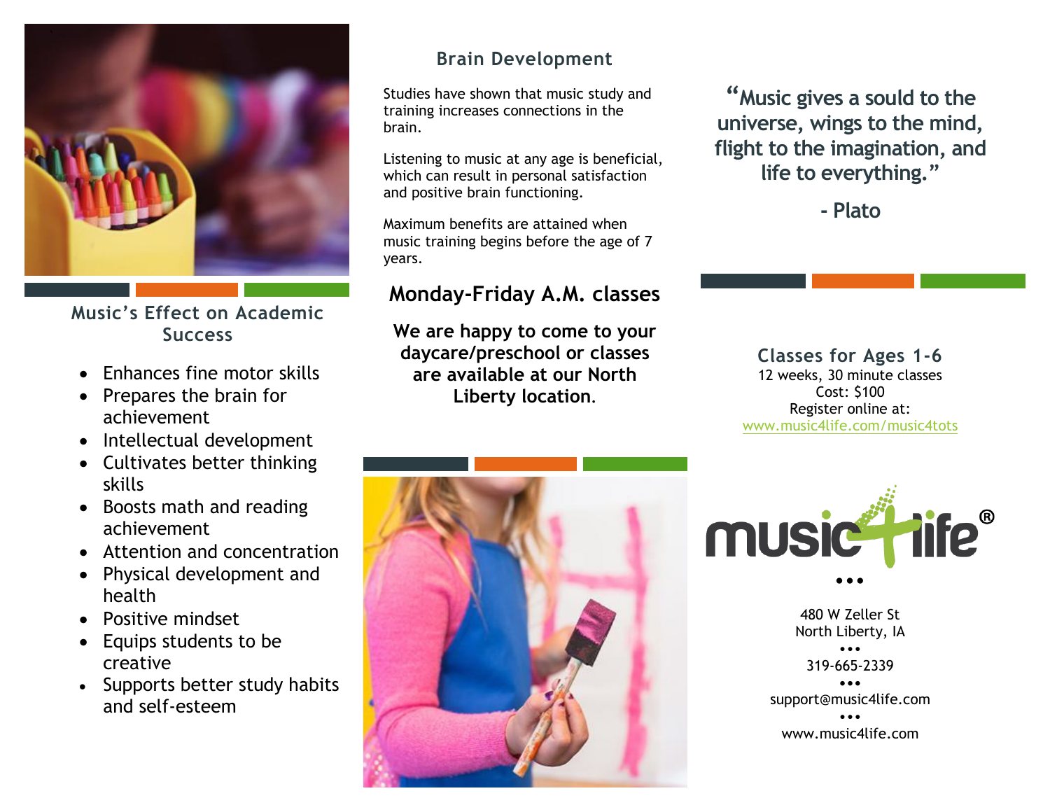## Music's Effect on Academic Success

- Enhances fine motor skills
- Prepares the brain for achievement
- Intellectual development
- Cultivates better thinking skills
- Boosts math and reading achievement
- Attention and concentration
- Physical development and health
- Positive mindset
- Equips students to be creative
- Supports better study habits and self-esteem

## Brain Development

Studies have shown that music study and training increases connections in the brain.

Listening to music at any age is beneficial, which can result in personal satisfaction and positive brain functioning.

Maximum benefits are attained when music training begins before the age of 7 years.

## Monday-Friday A.M. classes

**We are happy to come to your daycare/preschool or classes are available at our North Liberty location.**

**"Music gives a sould to the universe, wings to the mind, flight to the imagination, and life to everything."**

**- Plato**

## Classes for Ages 1-6

12 weeks, 30 minute classes
Cost: $100
Register online at:
www.music4life.com/music4tots

music4life®

•••

480 W Zeller St
North Liberty, IA
•••
319-665-2339
•••
support@music4life.com
•••
www.music4life.com